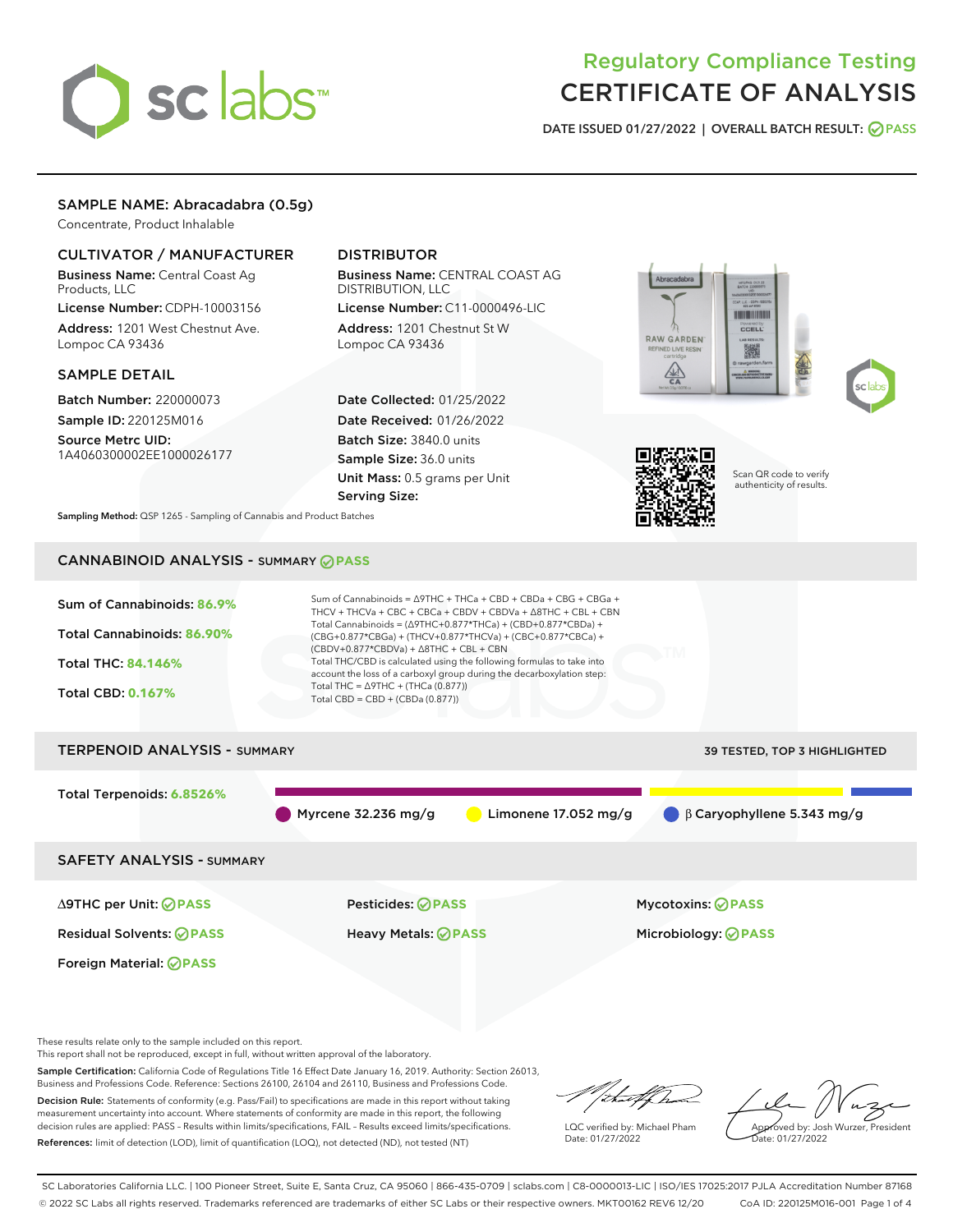# Regulatory Compliance Testing
# CERTIFICATE OF ANALYSIS

DATE ISSUED 01/27/2022 | OVERALL BATCH RESULT: PASS

## SAMPLE NAME: Abracadabra (0.5g)

Concentrate, Product Inhalable

### CULTIVATOR / MANUFACTURER

**Business Name:** Central Coast Ag Products, LLC

**License Number:** CDPH-10003156

**Address:** 1201 West Chestnut Ave. Lompoc CA 93436

### DISTRIBUTOR

**Business Name:** CENTRAL COAST AG DISTRIBUTION, LLC

**License Number:** C11-0000496-LIC

**Address:** 1201 Chestnut St W Lompoc CA 93436

### SAMPLE DETAIL

**Batch Number:** 220000073

**Sample ID:** 220125M016

**Source Metrc UID:** 1A4060300002EE1000026177

**Date Collected:** 01/25/2022

**Date Received:** 01/26/2022

**Batch Size:** 3840.0 units

**Sample Size:** 36.0 units

**Unit Mass:** 0.5 grams per Unit

**Serving Size:**

Scan QR code to verify authenticity of results.

**Sampling Method:** QSP 1265 - Sampling of Cannabis and Product Batches

## CANNABINOID ANALYSIS - SUMMARY PASS

**Sum of Cannabinoids:** 86.9%

**Total Cannabinoids:** 86.90%

**Total THC:** 84.146%

**Total CBD:** 0.167%

Sum of Cannabinoids = Δ9THC + THCa + CBD + CBDa + CBG + CBGa + THCV + THCVa + CBC + CBCa + CBDV + CBDVa + Δ8THC + CBL + CBN

Total Cannabinoids = (Δ9THC+0.877*THCa) + (CBD+0.877*CBDa) + (CBG+0.877*CBGa) + (THCV+0.877*THCVa) + (CBC+0.877*CBCa) + (CBDV+0.877*CBDVa) + Δ8THC + CBL + CBN

Total THC/CBD is calculated using the following formulas to take into account the loss of a carboxyl group during the decarboxylation step:

Total THC = Δ9THC + (THCa (0.877))

Total CBD = CBD + (CBDa (0.877))

## TERPENOID ANALYSIS - SUMMARY

39 TESTED, TOP 3 HIGHLIGHTED

**Total Terpenoids:** 6.8526%

Myrcene 32.236 mg/g | Limonene 17.052 mg/g | β Caryophyllene 5.343 mg/g

## SAFETY ANALYSIS - SUMMARY

| | | |
|---|---|---|
| Δ9THC per Unit: PASS | Pesticides: PASS | Mycotoxins: PASS |
| Residual Solvents: PASS | Heavy Metals: PASS | Microbiology: PASS |
| Foreign Material: PASS | | |

These results relate only to the sample included on this report.
This report shall not be reproduced, except in full, without written approval of the laboratory.

**Sample Certification:** California Code of Regulations Title 16 Effect Date January 16, 2019. Authority: Section 26013, Business and Professions Code. Reference: Sections 26100, 26104 and 26110, Business and Professions Code.

**Decision Rule:** Statements of conformity (e.g. Pass/Fail) to specifications are made in this report without taking measurement uncertainty into account. Where statements of conformity are made in this report, the following decision rules are applied: PASS – Results within limits/specifications, FAIL – Results exceed limits/specifications.

**References:** limit of detection (LOD), limit of quantification (LOQ), not detected (ND), not tested (NT)

LQC verified by: Michael Pham
Date: 01/27/2022

Approved by: Josh Wurzer, President
Date: 01/27/2022

SC Laboratories California LLC. | 100 Pioneer Street, Suite E, Santa Cruz, CA 95060 | 866-435-0709 | sclabs.com | C8-0000013-LIC | ISO/IES 17025:2017 PJLA Accreditation Number 87168
© 2022 SC Labs all rights reserved. Trademarks referenced are trademarks of either SC Labs or their respective owners. MKT00162 REV6 12/20 CoA ID: 220125M016-001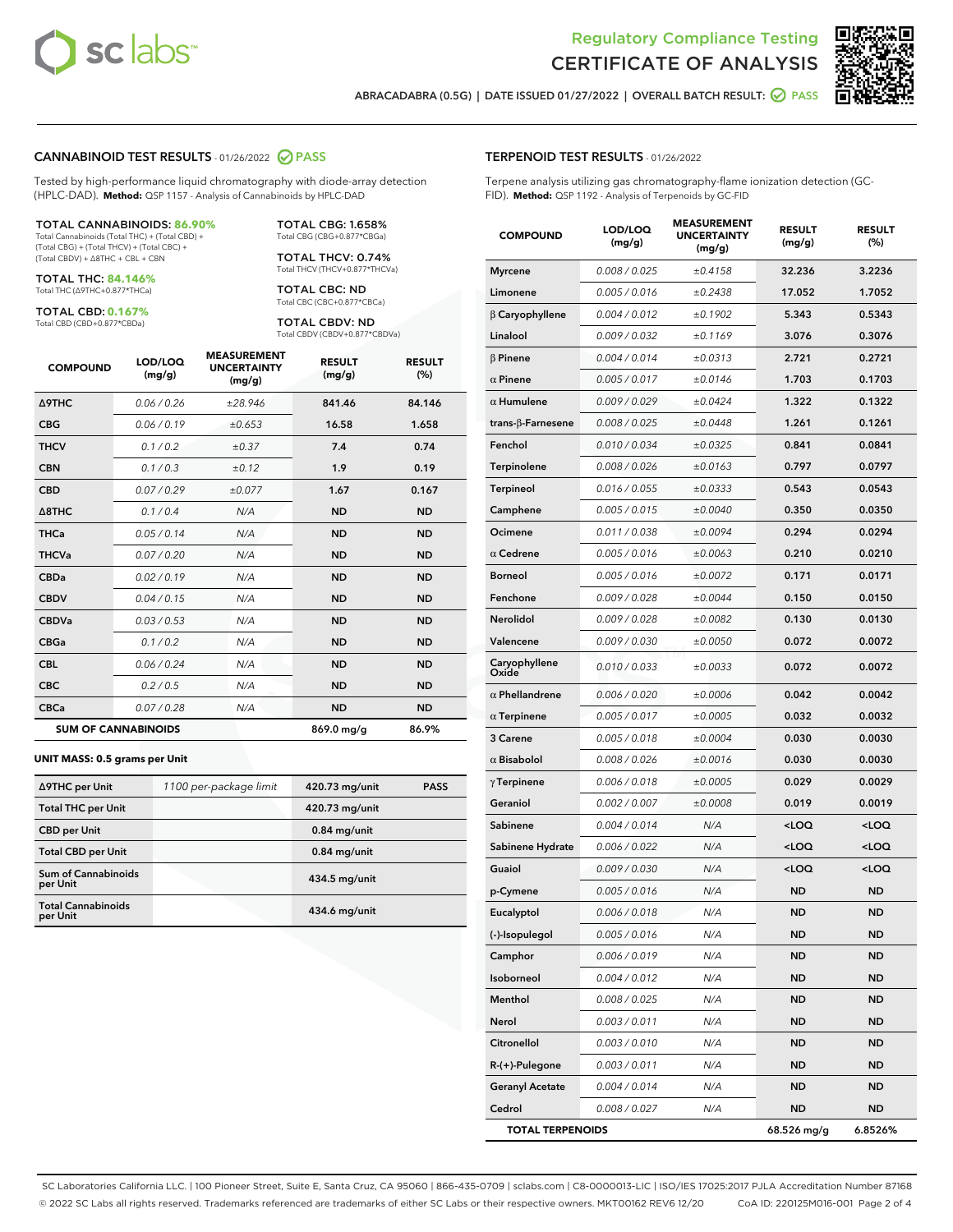# Regulatory Compliance Testing
## CERTIFICATE OF ANALYSIS

ABRACADABRA (0.5G) | DATE ISSUED 01/27/2022 | OVERALL BATCH RESULT: PASS

## CANNABINOID TEST RESULTS - 01/26/2022 PASS

Tested by high-performance liquid chromatography with diode-array detection (HPLC-DAD). **Method:** QSP 1157 - Analysis of Cannabinoids by HPLC-DAD

**TOTAL CANNABINOIDS: 86.90%**
Total Cannabinoids (Total THC) + (Total CBD) + (Total CBG) + (Total THCV) + (Total CBC) + (Total CBDV) + Δ8THC + CBL + CBN

**TOTAL THC: 84.146%**
Total THC (Δ9THC+0.877*THCa)

**TOTAL CBD: 0.167%**
Total CBD (CBD+0.877*CBDa)

**TOTAL CBG: 1.658%**
Total CBG (CBG+0.877*CBGa)

**TOTAL THCV: 0.74%**
Total THCV (THCV+0.877*THCVa)

**TOTAL CBC: ND**
Total CBC (CBC+0.877*CBCa)

**TOTAL CBDV: ND**
Total CBDV (CBDV+0.877*CBDVa)

| COMPOUND | LOD/LOQ (mg/g) | MEASUREMENT UNCERTAINTY (mg/g) | RESULT (mg/g) | RESULT (%) |
|---|---|---|---|---|
| Δ9THC | 0.06 / 0.26 | ±28.946 | 841.46 | 84.146 |
| CBG | 0.06 / 0.19 | ±0.653 | 16.58 | 1.658 |
| THCV | 0.1 / 0.2 | ±0.37 | 7.4 | 0.74 |
| CBN | 0.1 / 0.3 | ±0.12 | 1.9 | 0.19 |
| CBD | 0.07 / 0.29 | ±0.077 | 1.67 | 0.167 |
| Δ8THC | 0.1 / 0.4 | N/A | ND | ND |
| THCa | 0.05 / 0.14 | N/A | ND | ND |
| THCVa | 0.07 / 0.20 | N/A | ND | ND |
| CBDa | 0.02 / 0.19 | N/A | ND | ND |
| CBDV | 0.04 / 0.15 | N/A | ND | ND |
| CBDVa | 0.03 / 0.53 | N/A | ND | ND |
| CBGa | 0.1 / 0.2 | N/A | ND | ND |
| CBL | 0.06 / 0.24 | N/A | ND | ND |
| CBC | 0.2 / 0.5 | N/A | ND | ND |
| CBCa | 0.07 / 0.28 | N/A | ND | ND |
| **SUM OF CANNABINOIDS** | | | 869.0 mg/g | 86.9% |

**UNIT MASS: 0.5 grams per Unit**

| | | | |
|---|---|---|---|
| Δ9THC per Unit | 1100 per-package limit | 420.73 mg/unit | PASS |
| Total THC per Unit | | 420.73 mg/unit | |
| CBD per Unit | | 0.84 mg/unit | |
| Total CBD per Unit | | 0.84 mg/unit | |
| Sum of Cannabinoids per Unit | | 434.5 mg/unit | |
| Total Cannabinoids per Unit | | 434.6 mg/unit | |

## TERPENOID TEST RESULTS - 01/26/2022

Terpene analysis utilizing gas chromatography-flame ionization detection (GC-FID). **Method:** QSP 1192 - Analysis of Terpenoids by GC-FID

| COMPOUND | LOD/LOQ (mg/g) | MEASUREMENT UNCERTAINTY (mg/g) | RESULT (mg/g) | RESULT (%) |
|---|---|---|---|---|
| Myrcene | 0.008 / 0.025 | ±0.4158 | 32.236 | 3.2236 |
| Limonene | 0.005 / 0.016 | ±0.2438 | 17.052 | 1.7052 |
| β Caryophyllene | 0.004 / 0.012 | ±0.1902 | 5.343 | 0.5343 |
| Linalool | 0.009 / 0.032 | ±0.1169 | 3.076 | 0.3076 |
| β Pinene | 0.004 / 0.014 | ±0.0313 | 2.721 | 0.2721 |
| α Pinene | 0.005 / 0.017 | ±0.0146 | 1.703 | 0.1703 |
| α Humulene | 0.009 / 0.029 | ±0.0424 | 1.322 | 0.1322 |
| trans-β-Farnesene | 0.008 / 0.025 | ±0.0448 | 1.261 | 0.1261 |
| Fenchol | 0.010 / 0.034 | ±0.0325 | 0.841 | 0.0841 |
| Terpinolene | 0.008 / 0.026 | ±0.0163 | 0.797 | 0.0797 |
| Terpineol | 0.016 / 0.055 | ±0.0333 | 0.543 | 0.0543 |
| Camphene | 0.005 / 0.015 | ±0.0040 | 0.350 | 0.0350 |
| Ocimene | 0.011 / 0.038 | ±0.0094 | 0.294 | 0.0294 |
| α Cedrene | 0.005 / 0.016 | ±0.0063 | 0.210 | 0.0210 |
| Borneol | 0.005 / 0.016 | ±0.0072 | 0.171 | 0.0171 |
| Fenchone | 0.009 / 0.028 | ±0.0044 | 0.150 | 0.0150 |
| Nerolidol | 0.009 / 0.028 | ±0.0082 | 0.130 | 0.0130 |
| Valencene | 0.009 / 0.030 | ±0.0050 | 0.072 | 0.0072 |
| Caryophyllene Oxide | 0.010 / 0.033 | ±0.0033 | 0.072 | 0.0072 |
| α Phellandrene | 0.006 / 0.020 | ±0.0006 | 0.042 | 0.0042 |
| α Terpinene | 0.005 / 0.017 | ±0.0005 | 0.032 | 0.0032 |
| 3 Carene | 0.005 / 0.018 | ±0.0004 | 0.030 | 0.0030 |
| α Bisabolol | 0.008 / 0.026 | ±0.0016 | 0.030 | 0.0030 |
| γ Terpinene | 0.006 / 0.018 | ±0.0005 | 0.029 | 0.0029 |
| Geraniol | 0.002 / 0.007 | ±0.0008 | 0.019 | 0.0019 |
| Sabinene | 0.004 / 0.014 | N/A | <LOQ | <LOQ |
| Sabinene Hydrate | 0.006 / 0.022 | N/A | <LOQ | <LOQ |
| Guaiol | 0.009 / 0.030 | N/A | <LOQ | <LOQ |
| p-Cymene | 0.005 / 0.016 | N/A | ND | ND |
| Eucalyptol | 0.006 / 0.018 | N/A | ND | ND |
| (-)-Isopulegol | 0.005 / 0.016 | N/A | ND | ND |
| Camphor | 0.006 / 0.019 | N/A | ND | ND |
| Isoborneol | 0.004 / 0.012 | N/A | ND | ND |
| Menthol | 0.008 / 0.025 | N/A | ND | ND |
| Nerol | 0.003 / 0.011 | N/A | ND | ND |
| Citronellol | 0.003 / 0.010 | N/A | ND | ND |
| R-(+)-Pulegone | 0.003 / 0.011 | N/A | ND | ND |
| Geranyl Acetate | 0.004 / 0.014 | N/A | ND | ND |
| Cedrol | 0.008 / 0.027 | N/A | ND | ND |
| **TOTAL TERPENOIDS** | | | 68.526 mg/g | 6.8526% |

SC Laboratories California LLC. | 100 Pioneer Street, Suite E, Santa Cruz, CA 95060 | 866-435-0709 | sclabs.com | C8-0000013-LIC | ISO/IES 17025:2017 PJLA Accreditation Number 87168
© 2022 SC Labs all rights reserved. Trademarks referenced are trademarks of either SC Labs or their respective owners. MKT00162 REV6 12/20 CoA ID: 220125M016-001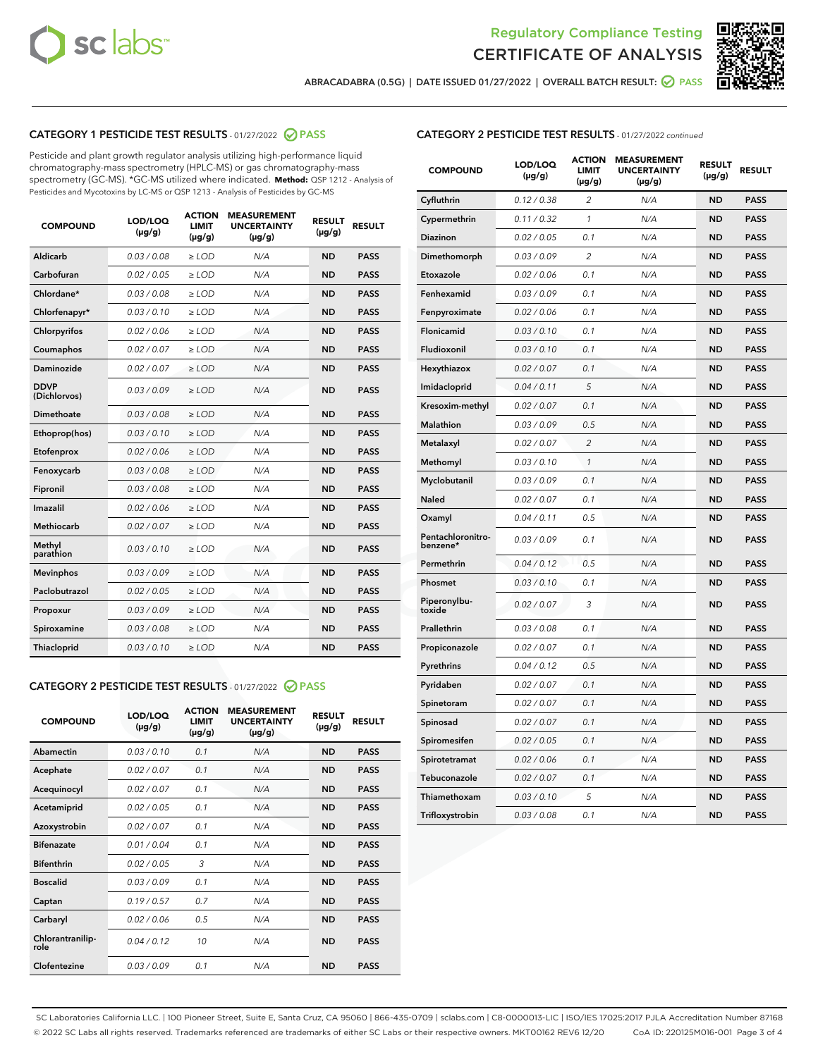## Regulatory Compliance Testing
## CERTIFICATE OF ANALYSIS

ABRACADABRA (0.5G) | DATE ISSUED 01/27/2022 | OVERALL BATCH RESULT: PASS

### CATEGORY 1 PESTICIDE TEST RESULTS - 01/27/2022 PASS

Pesticide and plant growth regulator analysis utilizing high-performance liquid chromatography-mass spectrometry (HPLC-MS) or gas chromatography-mass spectrometry (GC-MS). *GC-MS utilized where indicated. **Method:** QSP 1212 - Analysis of Pesticides and Mycotoxins by LC-MS or QSP 1213 - Analysis of Pesticides by GC-MS

| COMPOUND | LOD/LOQ (µg/g) | ACTION LIMIT (µg/g) | MEASUREMENT UNCERTAINTY (µg/g) | RESULT (µg/g) | RESULT |
|---|---|---|---|---|---|
| Aldicarb | 0.03 / 0.08 | ≥ LOD | N/A | ND | PASS |
| Carbofuran | 0.02 / 0.05 | ≥ LOD | N/A | ND | PASS |
| Chlordane* | 0.03 / 0.08 | ≥ LOD | N/A | ND | PASS |
| Chlorfenapyr* | 0.03 / 0.10 | ≥ LOD | N/A | ND | PASS |
| Chlorpyrifos | 0.02 / 0.06 | ≥ LOD | N/A | ND | PASS |
| Coumaphos | 0.02 / 0.07 | ≥ LOD | N/A | ND | PASS |
| Daminozide | 0.02 / 0.07 | ≥ LOD | N/A | ND | PASS |
| DDVP (Dichlorvos) | 0.03 / 0.09 | ≥ LOD | N/A | ND | PASS |
| Dimethoate | 0.03 / 0.08 | ≥ LOD | N/A | ND | PASS |
| Ethoprop(hos) | 0.03 / 0.10 | ≥ LOD | N/A | ND | PASS |
| Etofenprox | 0.02 / 0.06 | ≥ LOD | N/A | ND | PASS |
| Fenoxycarb | 0.03 / 0.08 | ≥ LOD | N/A | ND | PASS |
| Fipronil | 0.03 / 0.08 | ≥ LOD | N/A | ND | PASS |
| Imazalil | 0.02 / 0.06 | ≥ LOD | N/A | ND | PASS |
| Methiocarb | 0.02 / 0.07 | ≥ LOD | N/A | ND | PASS |
| Methyl parathion | 0.03 / 0.10 | ≥ LOD | N/A | ND | PASS |
| Mevinphos | 0.03 / 0.09 | ≥ LOD | N/A | ND | PASS |
| Paclobutrazol | 0.02 / 0.05 | ≥ LOD | N/A | ND | PASS |
| Propoxur | 0.03 / 0.09 | ≥ LOD | N/A | ND | PASS |
| Spiroxamine | 0.03 / 0.08 | ≥ LOD | N/A | ND | PASS |
| Thiacloprid | 0.03 / 0.10 | ≥ LOD | N/A | ND | PASS |

### CATEGORY 2 PESTICIDE TEST RESULTS - 01/27/2022 PASS

| COMPOUND | LOD/LOQ (µg/g) | ACTION LIMIT (µg/g) | MEASUREMENT UNCERTAINTY (µg/g) | RESULT (µg/g) | RESULT |
|---|---|---|---|---|---|
| Abamectin | 0.03 / 0.10 | 0.1 | N/A | ND | PASS |
| Acephate | 0.02 / 0.07 | 0.1 | N/A | ND | PASS |
| Acequinocyl | 0.02 / 0.07 | 0.1 | N/A | ND | PASS |
| Acetamiprid | 0.02 / 0.05 | 0.1 | N/A | ND | PASS |
| Azoxystrobin | 0.02 / 0.07 | 0.1 | N/A | ND | PASS |
| Bifenazate | 0.01 / 0.04 | 0.1 | N/A | ND | PASS |
| Bifenthrin | 0.02 / 0.05 | 3 | N/A | ND | PASS |
| Boscalid | 0.03 / 0.09 | 0.1 | N/A | ND | PASS |
| Captan | 0.19 / 0.57 | 0.7 | N/A | ND | PASS |
| Carbaryl | 0.02 / 0.06 | 0.5 | N/A | ND | PASS |
| Chlorantraniliprole | 0.04 / 0.12 | 10 | N/A | ND | PASS |
| Clofentezine | 0.03 / 0.09 | 0.1 | N/A | ND | PASS |
| Cyfluthrin | 0.12 / 0.38 | 2 | N/A | ND | PASS |
| Cypermethrin | 0.11 / 0.32 | 1 | N/A | ND | PASS |
| Diazinon | 0.02 / 0.05 | 0.1 | N/A | ND | PASS |
| Dimethomorph | 0.03 / 0.09 | 2 | N/A | ND | PASS |
| Etoxazole | 0.02 / 0.06 | 0.1 | N/A | ND | PASS |
| Fenhexamid | 0.03 / 0.09 | 0.1 | N/A | ND | PASS |
| Fenpyroximate | 0.02 / 0.06 | 0.1 | N/A | ND | PASS |
| Flonicamid | 0.03 / 0.10 | 0.1 | N/A | ND | PASS |
| Fludioxonil | 0.03 / 0.10 | 0.1 | N/A | ND | PASS |
| Hexythiazox | 0.02 / 0.07 | 0.1 | N/A | ND | PASS |
| Imidacloprid | 0.04 / 0.11 | 5 | N/A | ND | PASS |
| Kresoxim-methyl | 0.02 / 0.07 | 0.1 | N/A | ND | PASS |
| Malathion | 0.03 / 0.09 | 0.5 | N/A | ND | PASS |
| Metalaxyl | 0.02 / 0.07 | 2 | N/A | ND | PASS |
| Methomyl | 0.03 / 0.10 | 1 | N/A | ND | PASS |
| Myclobutanil | 0.03 / 0.09 | 0.1 | N/A | ND | PASS |
| Naled | 0.02 / 0.07 | 0.1 | N/A | ND | PASS |
| Oxamyl | 0.04 / 0.11 | 0.5 | N/A | ND | PASS |
| Pentachloronitrobenzene* | 0.03 / 0.09 | 0.1 | N/A | ND | PASS |
| Permethrin | 0.04 / 0.12 | 0.5 | N/A | ND | PASS |
| Phosmet | 0.03 / 0.10 | 0.1 | N/A | ND | PASS |
| Piperonylbutoxide | 0.02 / 0.07 | 3 | N/A | ND | PASS |
| Prallethrin | 0.03 / 0.08 | 0.1 | N/A | ND | PASS |
| Propiconazole | 0.02 / 0.07 | 0.1 | N/A | ND | PASS |
| Pyrethrins | 0.04 / 0.12 | 0.5 | N/A | ND | PASS |
| Pyridaben | 0.02 / 0.07 | 0.1 | N/A | ND | PASS |
| Spinetoram | 0.02 / 0.07 | 0.1 | N/A | ND | PASS |
| Spinosad | 0.02 / 0.07 | 0.1 | N/A | ND | PASS |
| Spiromesifen | 0.02 / 0.05 | 0.1 | N/A | ND | PASS |
| Spirotetramat | 0.02 / 0.06 | 0.1 | N/A | ND | PASS |
| Tebuconazole | 0.02 / 0.07 | 0.1 | N/A | ND | PASS |
| Thiamethoxam | 0.03 / 0.10 | 5 | N/A | ND | PASS |
| Trifloxystrobin | 0.03 / 0.08 | 0.1 | N/A | ND | PASS |

SC Laboratories California LLC. | 100 Pioneer Street, Suite E, Santa Cruz, CA 95060 | 866-435-0709 | sclabs.com | C8-0000013-LIC | ISO/IES 17025:2017 PJLA Accreditation Number 87168
© 2022 SC Labs all rights reserved. Trademarks referenced are trademarks of either SC Labs or their respective owners. MKT00162 REV6 12/20 CoA ID: 220125M016-001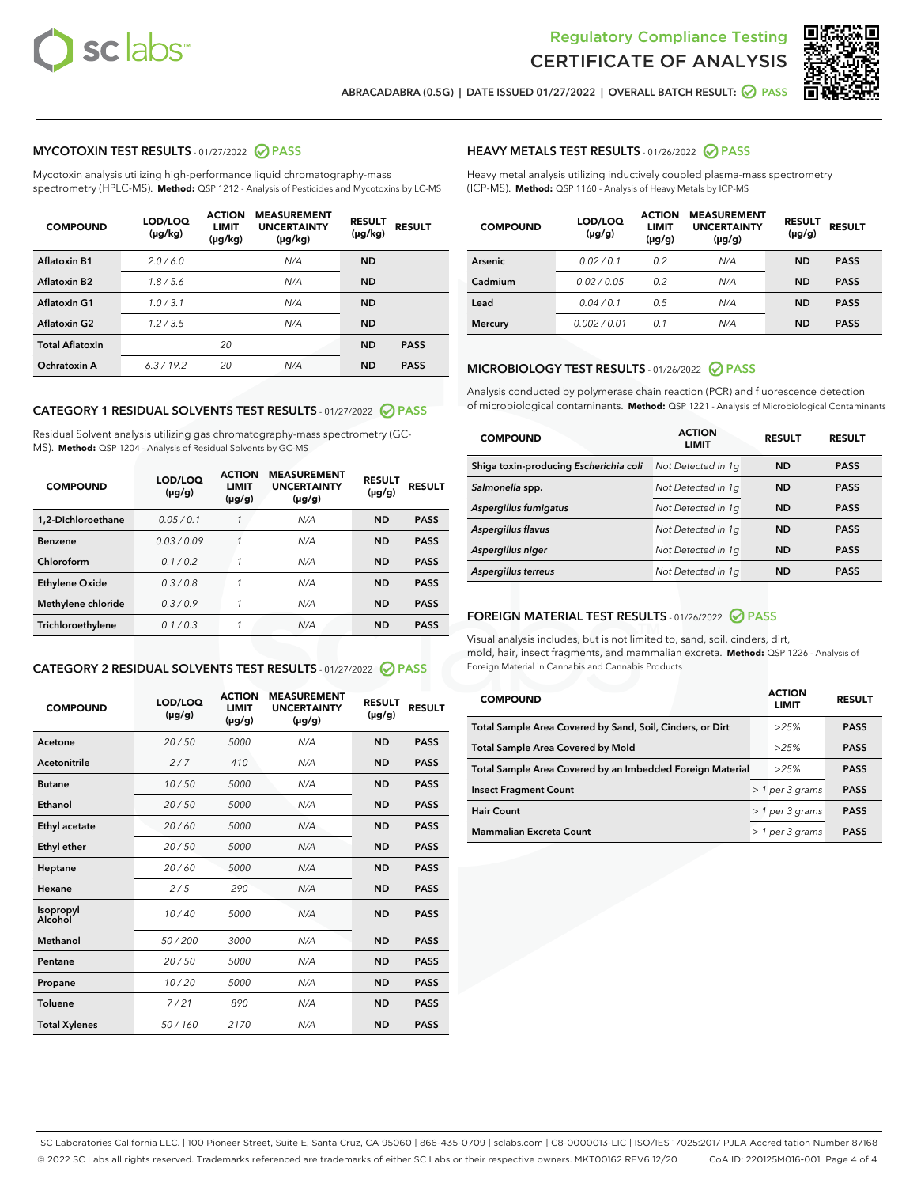Regulatory Compliance Testing

# CERTIFICATE OF ANALYSIS

ABRACADABRA (0.5G) | DATE ISSUED 01/27/2022 | OVERALL BATCH RESULT: PASS

## MYCOTOXIN TEST RESULTS - 01/27/2022 PASS

Mycotoxin analysis utilizing high-performance liquid chromatography-mass spectrometry (HPLC-MS). **Method:** QSP 1212 - Analysis of Pesticides and Mycotoxins by LC-MS

| COMPOUND | LOD/LOQ (µg/kg) | ACTION LIMIT (µg/kg) | MEASUREMENT UNCERTAINTY (µg/kg) | RESULT (µg/kg) | RESULT |
|---|---|---|---|---|---|
| Aflatoxin B1 | 2.0 / 6.0 | | N/A | ND | |
| Aflatoxin B2 | 1.8 / 5.6 | | N/A | ND | |
| Aflatoxin G1 | 1.0 / 3.1 | | N/A | ND | |
| Aflatoxin G2 | 1.2 / 3.5 | | N/A | ND | |
| Total Aflatoxin | | 20 | | ND | PASS |
| Ochratoxin A | 6.3 / 19.2 | 20 | N/A | ND | PASS |

## CATEGORY 1 RESIDUAL SOLVENTS TEST RESULTS - 01/27/2022 PASS

Residual Solvent analysis utilizing gas chromatography-mass spectrometry (GC-MS). **Method:** QSP 1204 - Analysis of Residual Solvents by GC-MS

| COMPOUND | LOD/LOQ (µg/g) | ACTION LIMIT (µg/g) | MEASUREMENT UNCERTAINTY (µg/g) | RESULT (µg/g) | RESULT |
|---|---|---|---|---|---|
| 1,2-Dichloroethane | 0.05 / 0.1 | 1 | N/A | ND | PASS |
| Benzene | 0.03 / 0.09 | 1 | N/A | ND | PASS |
| Chloroform | 0.1 / 0.2 | 1 | N/A | ND | PASS |
| Ethylene Oxide | 0.3 / 0.8 | 1 | N/A | ND | PASS |
| Methylene chloride | 0.3 / 0.9 | 1 | N/A | ND | PASS |
| Trichloroethylene | 0.1 / 0.3 | 1 | N/A | ND | PASS |

## CATEGORY 2 RESIDUAL SOLVENTS TEST RESULTS - 01/27/2022 PASS

| COMPOUND | LOD/LOQ (µg/g) | ACTION LIMIT (µg/g) | MEASUREMENT UNCERTAINTY (µg/g) | RESULT (µg/g) | RESULT |
|---|---|---|---|---|---|
| Acetone | 20 / 50 | 5000 | N/A | ND | PASS |
| Acetonitrile | 2 / 7 | 410 | N/A | ND | PASS |
| Butane | 10 / 50 | 5000 | N/A | ND | PASS |
| Ethanol | 20 / 50 | 5000 | N/A | ND | PASS |
| Ethyl acetate | 20 / 60 | 5000 | N/A | ND | PASS |
| Ethyl ether | 20 / 50 | 5000 | N/A | ND | PASS |
| Heptane | 20 / 60 | 5000 | N/A | ND | PASS |
| Hexane | 2 / 5 | 290 | N/A | ND | PASS |
| Isopropyl Alcohol | 10 / 40 | 5000 | N/A | ND | PASS |
| Methanol | 50 / 200 | 3000 | N/A | ND | PASS |
| Pentane | 20 / 50 | 5000 | N/A | ND | PASS |
| Propane | 10 / 20 | 5000 | N/A | ND | PASS |
| Toluene | 7 / 21 | 890 | N/A | ND | PASS |
| Total Xylenes | 50 / 160 | 2170 | N/A | ND | PASS |

## HEAVY METALS TEST RESULTS - 01/26/2022 PASS

Heavy metal analysis utilizing inductively coupled plasma-mass spectrometry (ICP-MS). **Method:** QSP 1160 - Analysis of Heavy Metals by ICP-MS

| COMPOUND | LOD/LOQ (µg/g) | ACTION LIMIT (µg/g) | MEASUREMENT UNCERTAINTY (µg/g) | RESULT (µg/g) | RESULT |
|---|---|---|---|---|---|
| Arsenic | 0.02 / 0.1 | 0.2 | N/A | ND | PASS |
| Cadmium | 0.02 / 0.05 | 0.2 | N/A | ND | PASS |
| Lead | 0.04 / 0.1 | 0.5 | N/A | ND | PASS |
| Mercury | 0.002 / 0.01 | 0.1 | N/A | ND | PASS |

## MICROBIOLOGY TEST RESULTS - 01/26/2022 PASS

Analysis conducted by polymerase chain reaction (PCR) and fluorescence detection of microbiological contaminants. **Method:** QSP 1221 - Analysis of Microbiological Contaminants

| COMPOUND | ACTION LIMIT | RESULT | RESULT |
|---|---|---|---|
| Shiga toxin-producing *Escherichia coli* | Not Detected in 1g | ND | PASS |
| *Salmonella* spp. | Not Detected in 1g | ND | PASS |
| *Aspergillus fumigatus* | Not Detected in 1g | ND | PASS |
| *Aspergillus flavus* | Not Detected in 1g | ND | PASS |
| *Aspergillus niger* | Not Detected in 1g | ND | PASS |
| *Aspergillus terreus* | Not Detected in 1g | ND | PASS |

## FOREIGN MATERIAL TEST RESULTS - 01/26/2022 PASS

Visual analysis includes, but is not limited to, sand, soil, cinders, dirt, mold, hair, insect fragments, and mammalian excreta. **Method:** QSP 1226 - Analysis of Foreign Material in Cannabis and Cannabis Products

| COMPOUND | ACTION LIMIT | RESULT |
|---|---|---|
| Total Sample Area Covered by Sand, Soil, Cinders, or Dirt | >25% | PASS |
| Total Sample Area Covered by Mold | >25% | PASS |
| Total Sample Area Covered by an Imbedded Foreign Material | >25% | PASS |
| Insect Fragment Count | > 1 per 3 grams | PASS |
| Hair Count | > 1 per 3 grams | PASS |
| Mammalian Excreta Count | > 1 per 3 grams | PASS |

SC Laboratories California LLC. | 100 Pioneer Street, Suite E, Santa Cruz, CA 95060 | 866-435-0709 | sclabs.com | C8-0000013-LIC | ISO/IES 17025:2017 PJLA Accreditation Number 87168
© 2022 SC Labs all rights reserved. Trademarks referenced are trademarks of either SC Labs or their respective owners. MKT00162 REV6 12/20 CoA ID: 220125M016-001